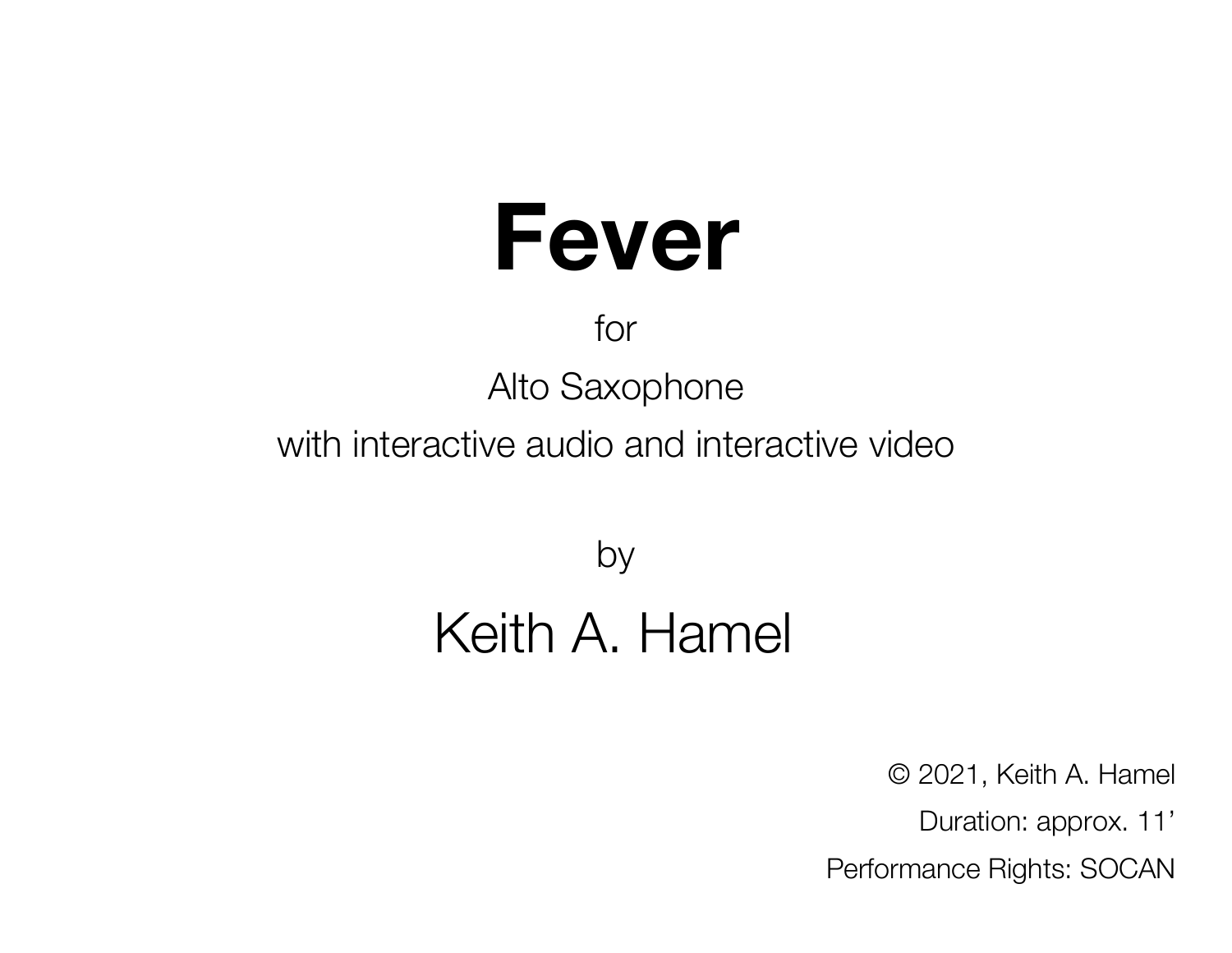# Fever

for

Alto Saxophone

with interactive audio and interactive video

by

## Keith A. Hamel

© 2021, Keith A. Hamel

Duration: approx. 11’

Performance Rights: SOCAN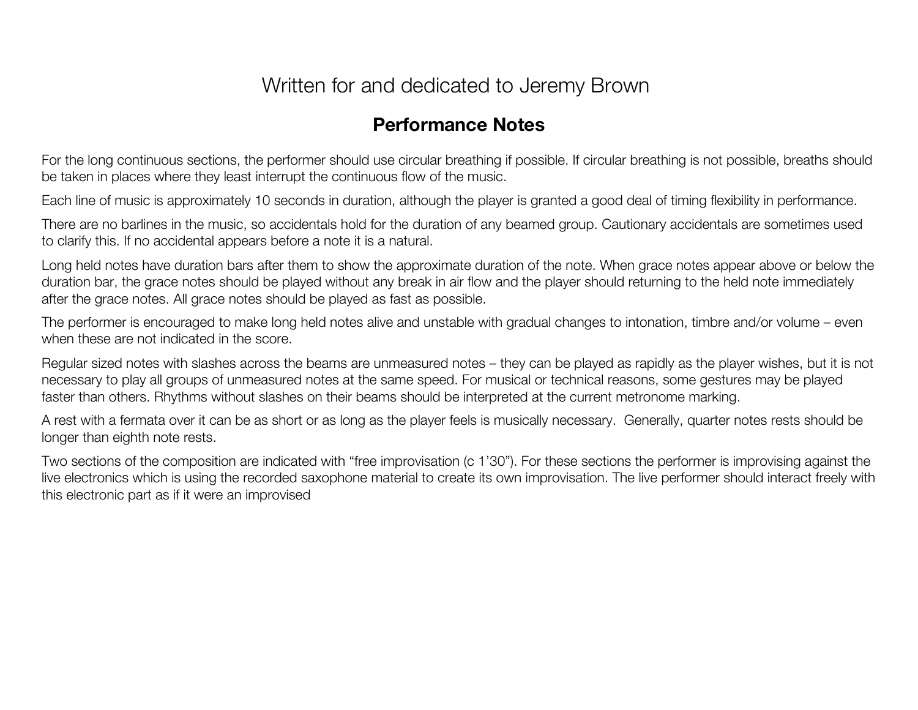## Written for and dedicated to Jeremy Brown

### Performance Notes

For the long continuous sections, the performer should use circular breathing if possible. If circular breathing is not possible, breaths should be taken in places where they least interrupt the continuous flow of the music.

Each line of music is approximately 10 seconds in duration, although the player is granted a good deal of timing flexibility in performance.

There are no barlines in the music, so accidentals hold for the duration of any beamed group. Cautionary accidentals are sometimes used to clarify this. If no accidental appears before a note it is a natural.

Long held notes have duration bars after them to show the approximate duration of the note. When grace notes appear above or below the duration bar, the grace notes should be played without any break in air flow and the player should returning to the held note immediately after the grace notes. All grace notes should be played as fast as possible.

The performer is encouraged to make long held notes alive and unstable with gradual changes to intonation, timbre and/or volume – even when these are not indicated in the score.

Regular sized notes with slashes across the beams are unmeasured notes – they can be played as rapidly as the player wishes, but it is not necessary to play all groups of unmeasured notes at the same speed. For musical or technical reasons, some gestures may be played faster than others. Rhythms without slashes on their beams should be interpreted at the current metronome marking.

A rest with a fermata over it can be as short or as long as the player feels is musically necessary. Generally, quarter notes rests should be longer than eighth note rests.

Two sections of the composition are indicated with “free improvisation (c 1’30”). For these sections the performer is improvising against the live electronics which is using the recorded saxophone material to create its own improvisation. The live performer should interact freely with this electronic part as if it were an improvised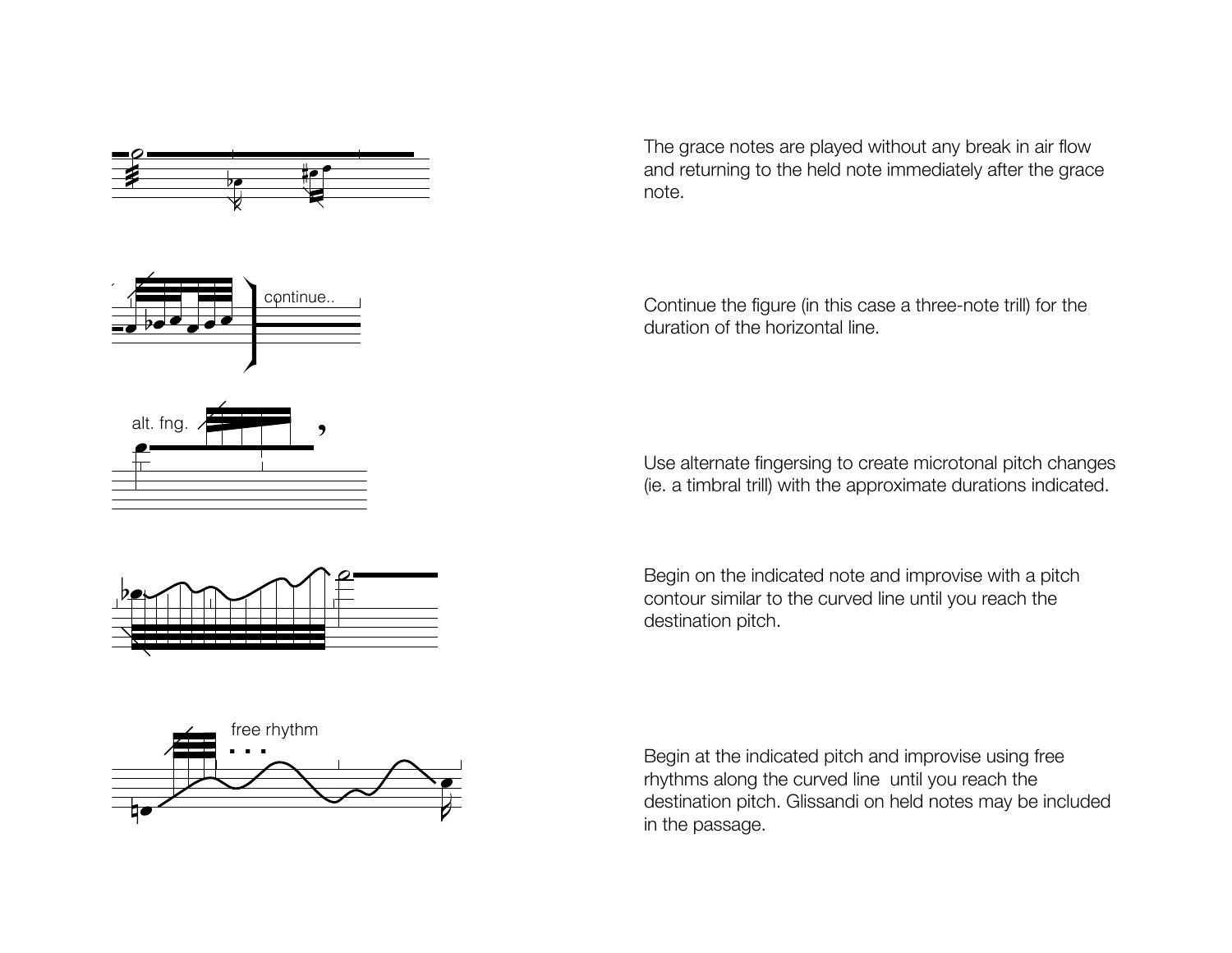The grace notes are played without any break in air flow and returning to the held note immediately after the grace note.

Continue the figure (in this case a three-note trill) for the duration of the horizontal line.

Use alternate fingersing to create microtonal pitch changes (ie. a timbral trill) with the approximate durations indicated.

Begin on the indicated note and improvise with a pitch contour similar to the curved line until you reach the destination pitch.

Begin at the indicated pitch and improvise using free rhythms along the curved line until you reach the destination pitch. Glissandi on held notes may be included in the passage.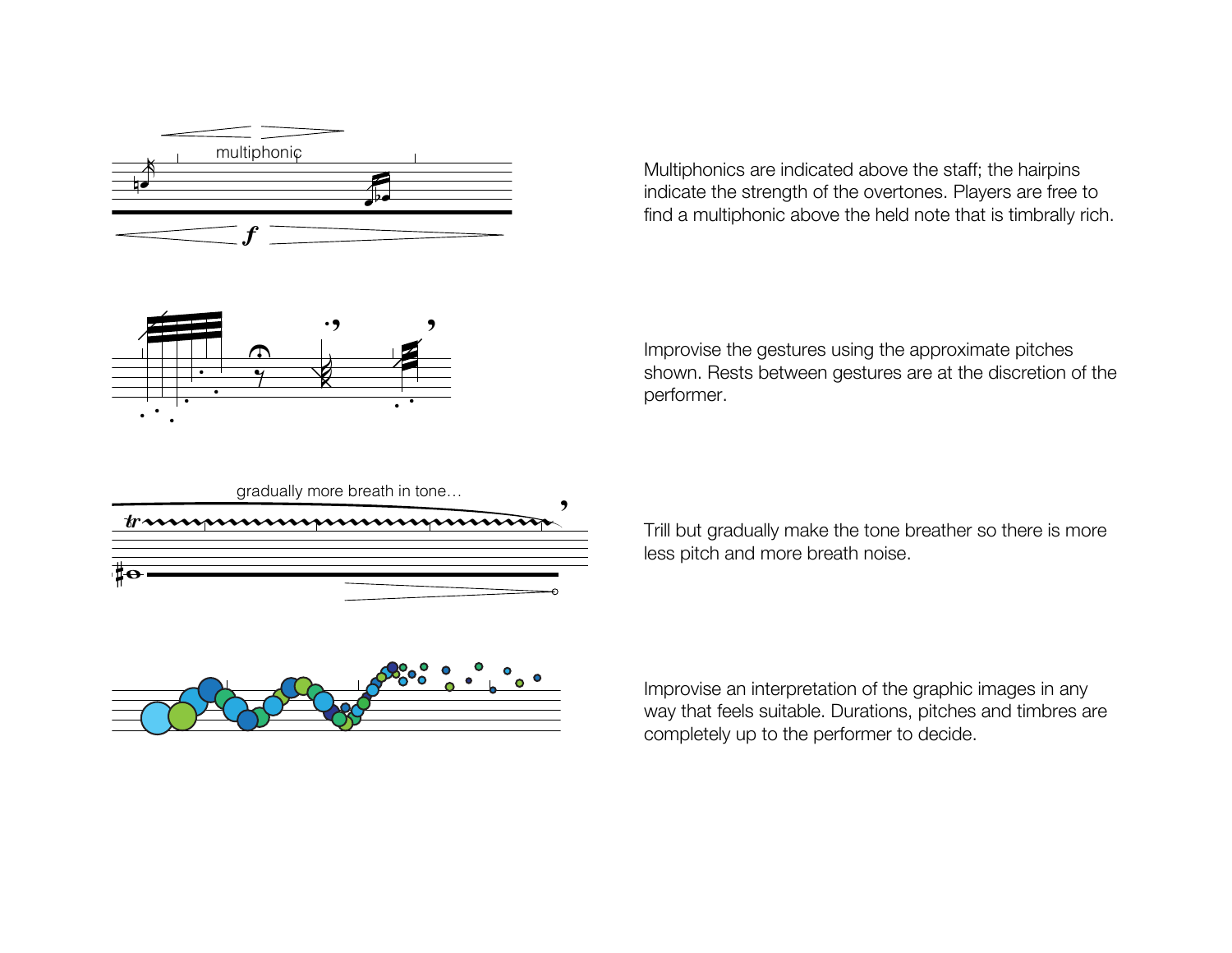Multiphonics are indicated above the staff; the hairpins indicate the strength of the overtones. Players are free to find a multiphonic above the held note that is timbrally rich.

Improvise the gestures using the approximate pitches shown. Rests between gestures are at the discretion of the performer.

Trill but gradually make the tone breather so there is more less pitch and more breath noise.

Improvise an interpretation of the graphic images in any way that feels suitable. Durations, pitches and timbres are completely up to the performer to decide.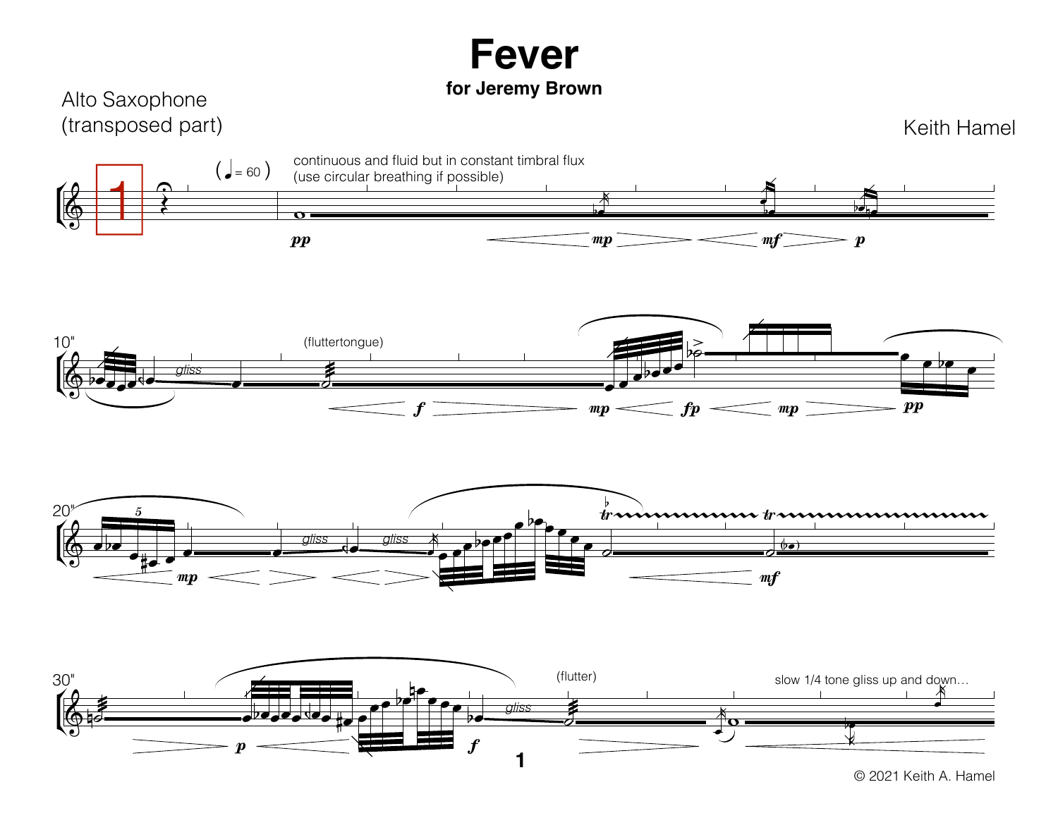# Fever

**for Jeremy Brown**

Alto Saxophone
(transposed part)

Keith Hamel

© 2021 Keith A. Hamel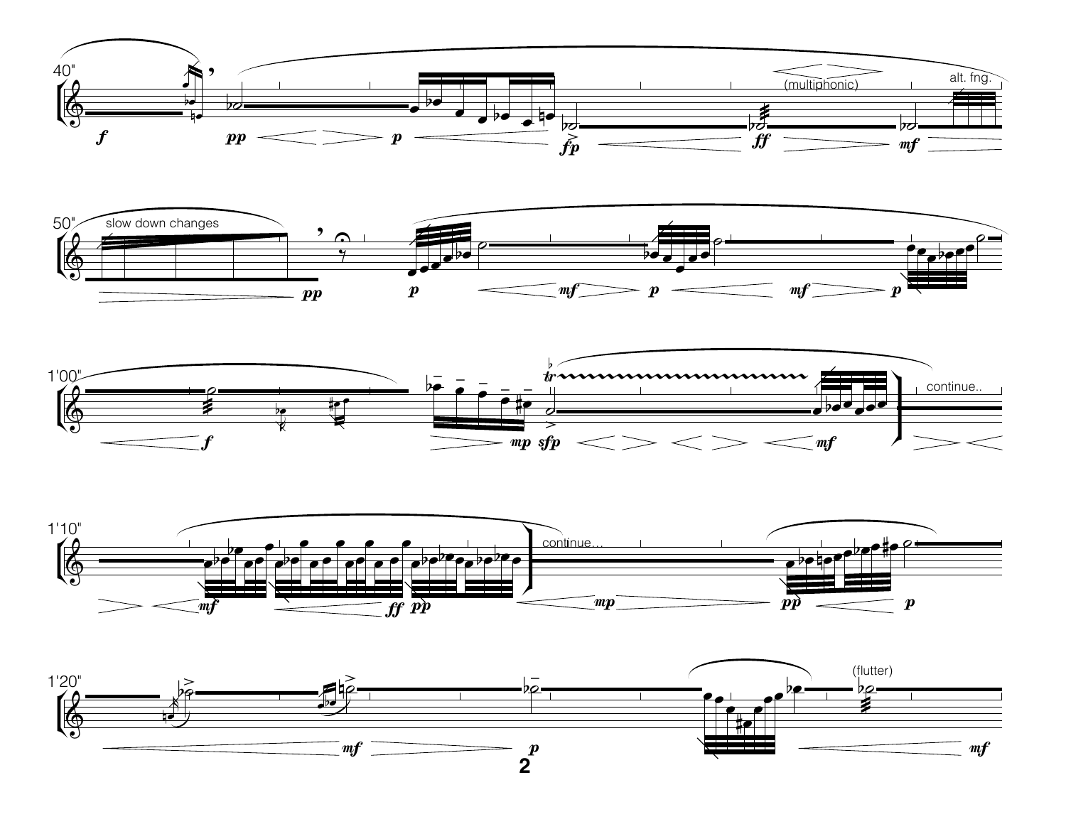40"

(multiphonic)

alt. fng.

50"

slow down changes

1'00"

continue..

1'10"

continue...

1'20"

(flutter)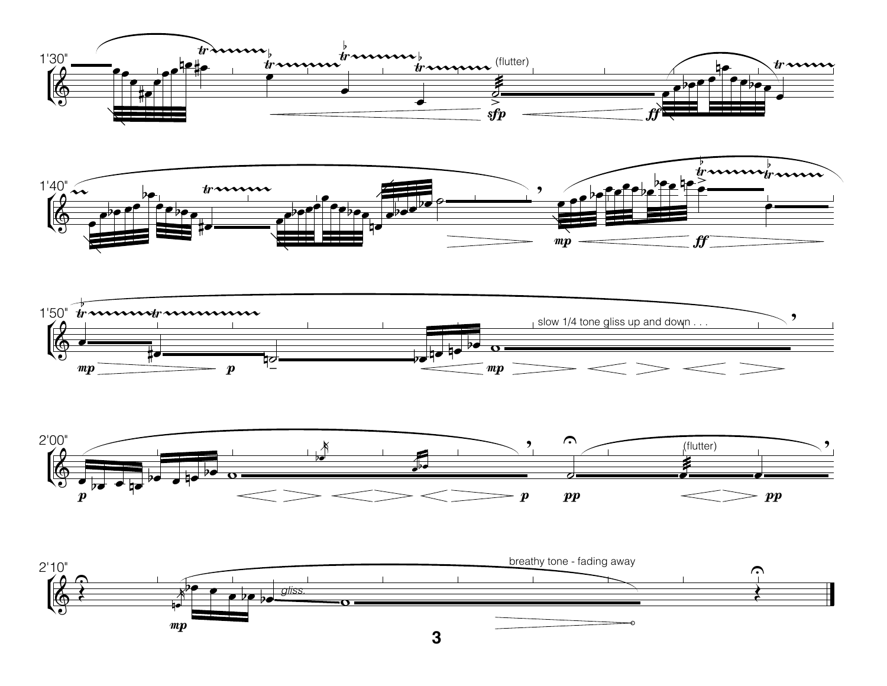1'30"

(flutter)

*sfp* *ff*

1'40"

*mp* *ff*

1'50"

slow 1/4 tone gliss up and down . . .

*mp* *p* *mp*

2'00"

(flutter)

*p* *p* *pp* *pp*

2'10"

breathy tone - fading away

*gliss.*

*mp*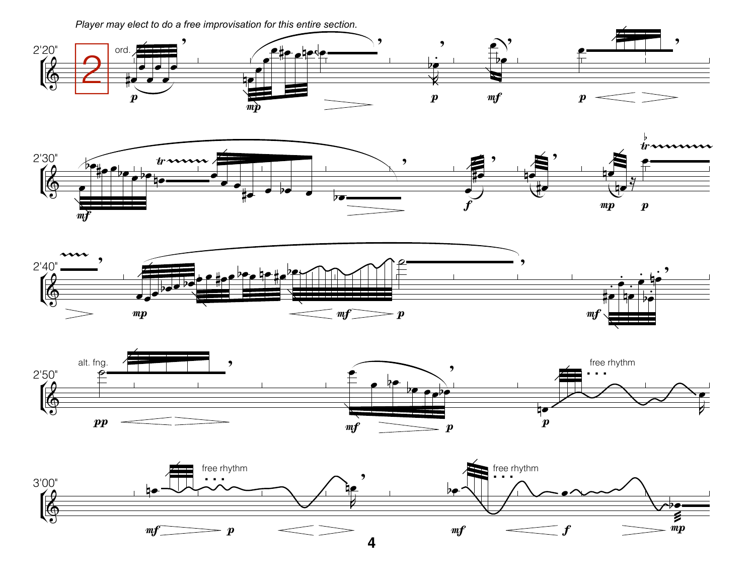*Player may elect to do a free improvisation for this entire section.*

2'20" **2** ord.

2'30"

2'40"

2'50" alt. fng. free rhythm

3'00" free rhythm free rhythm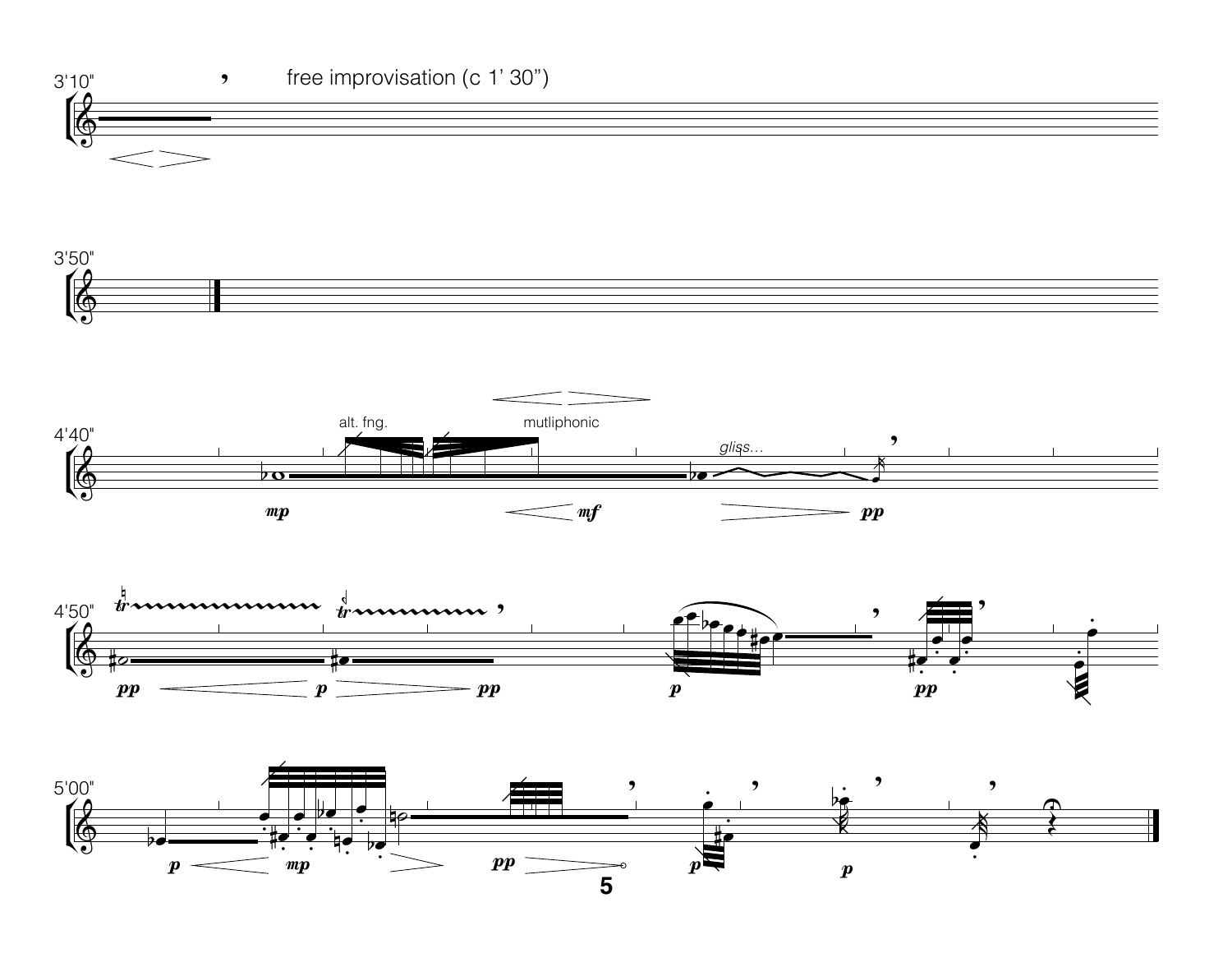3'10"

free improvisation (c 1' 30")

3'50"

4'40"

alt. fng.

mutliphonic

*gliss...*

*mp* *mf* *pp*

4'50"

*pp* *p* *pp* *p* *pp*

5'00"

*p* *mp* *pp* *p* *p*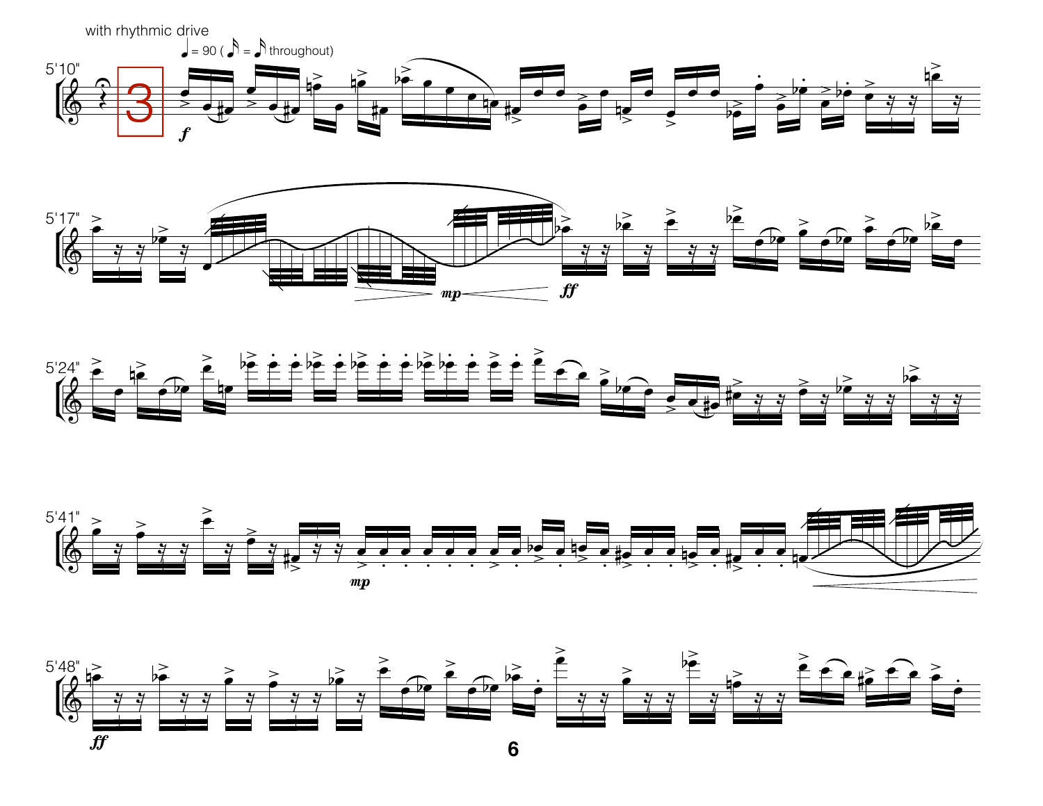with rhythmic drive

♩ = 90 ( 𝅘𝅥𝅯 = 𝅘𝅥𝅯 throughout)

5'10"

3

*f*

5'17"

*mp* *ff*

5'24"

5'41"

*mp*

5'48"

*ff*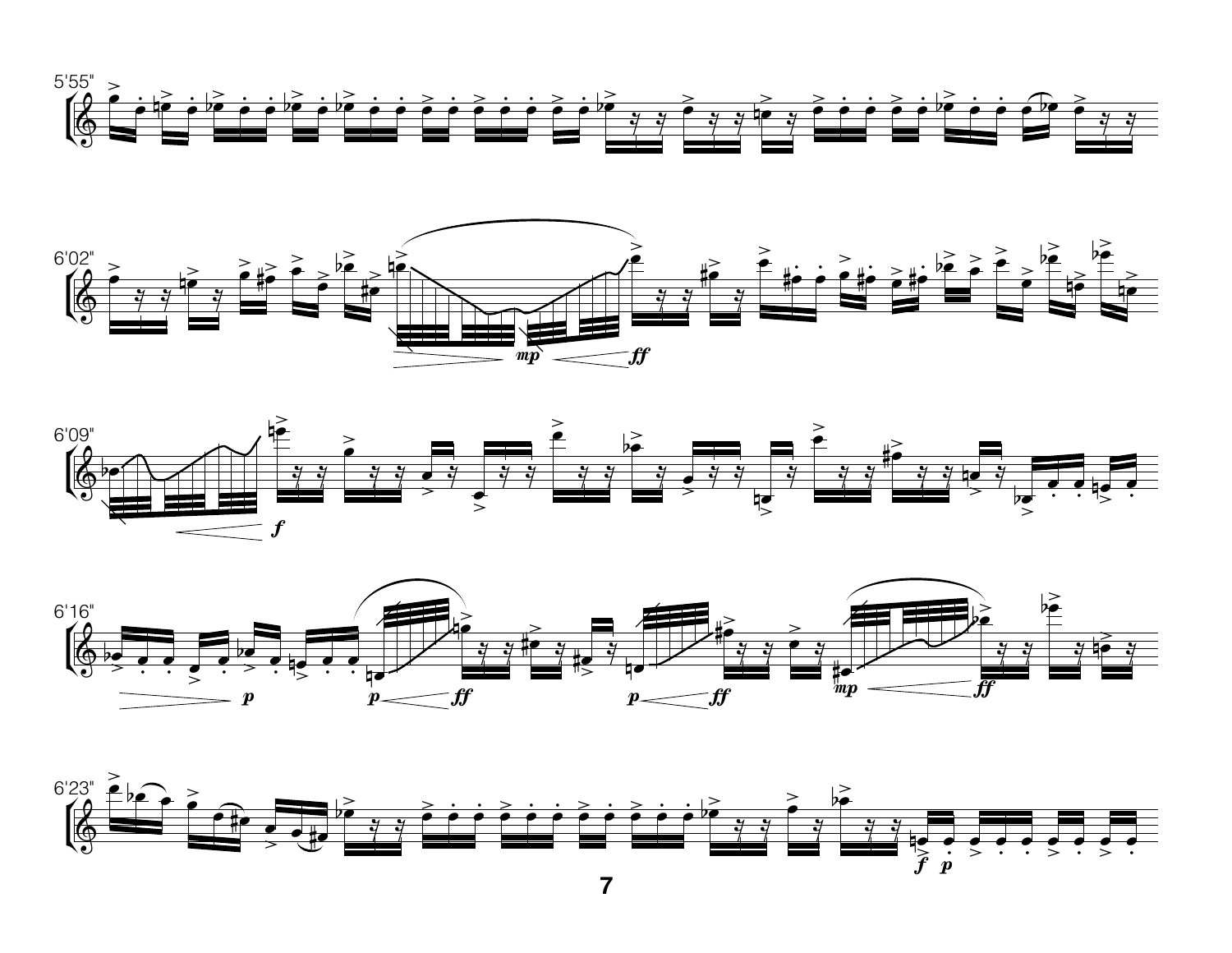5'55"

6'02"

6'09"

6'16"

6'23"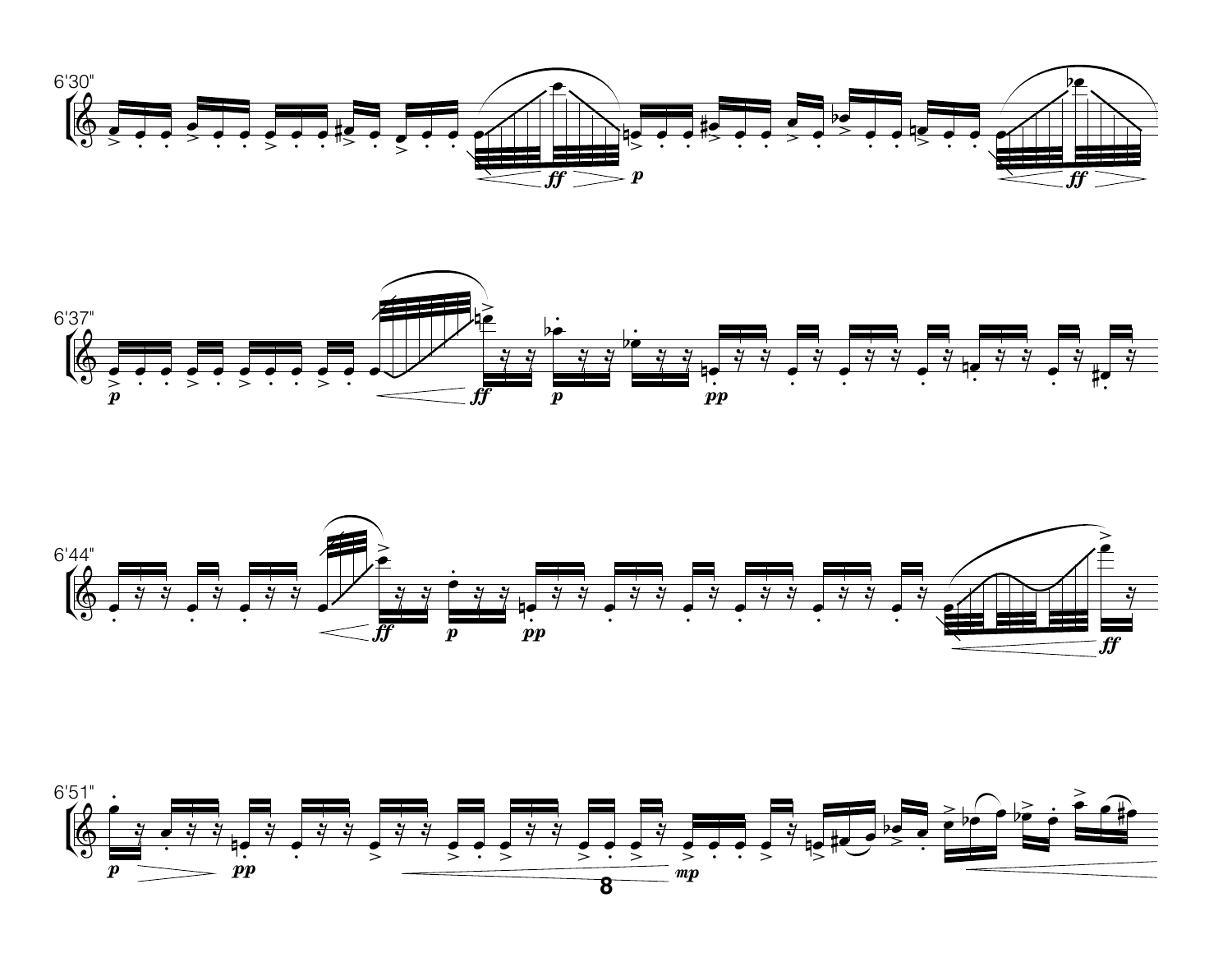6'30"

6'37"

6'44"

6'51"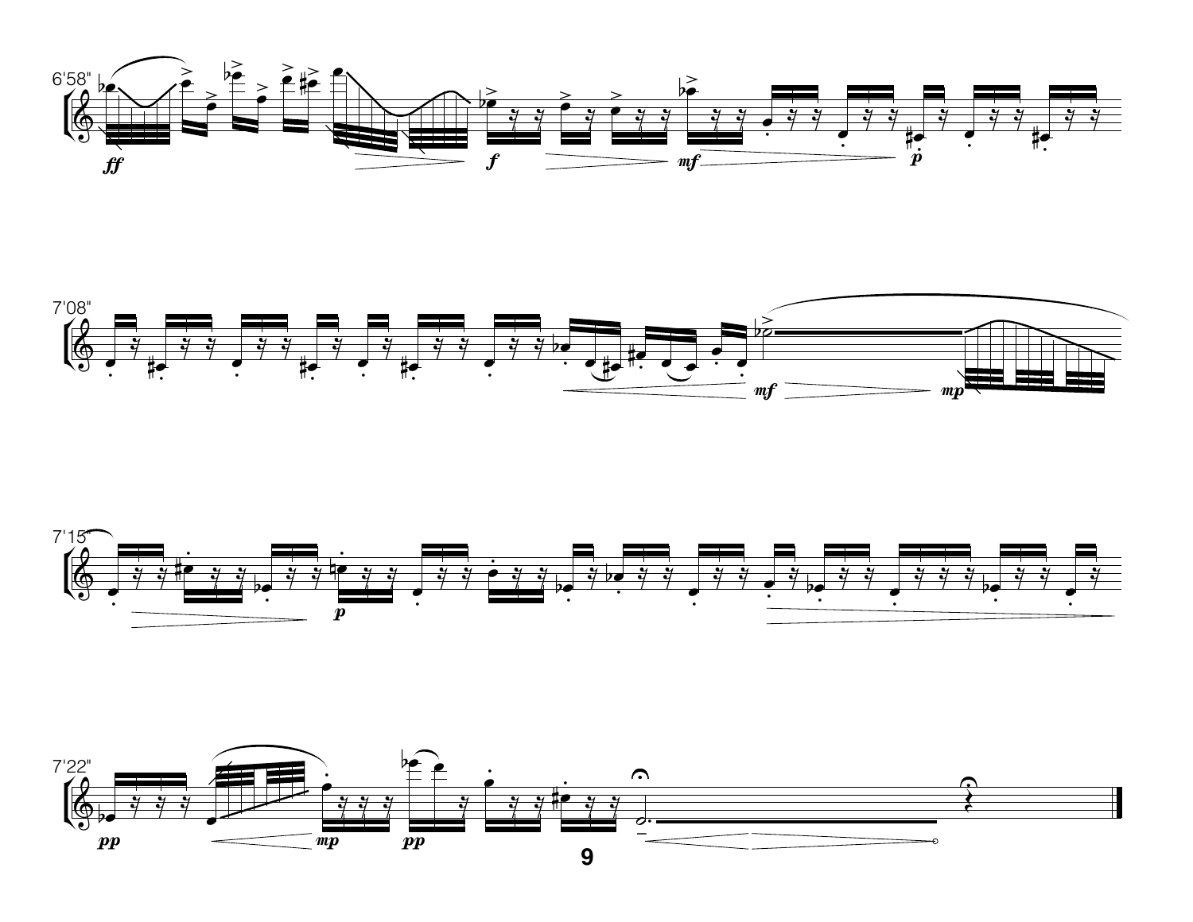6'58"

7'08"

7'15"

7'22"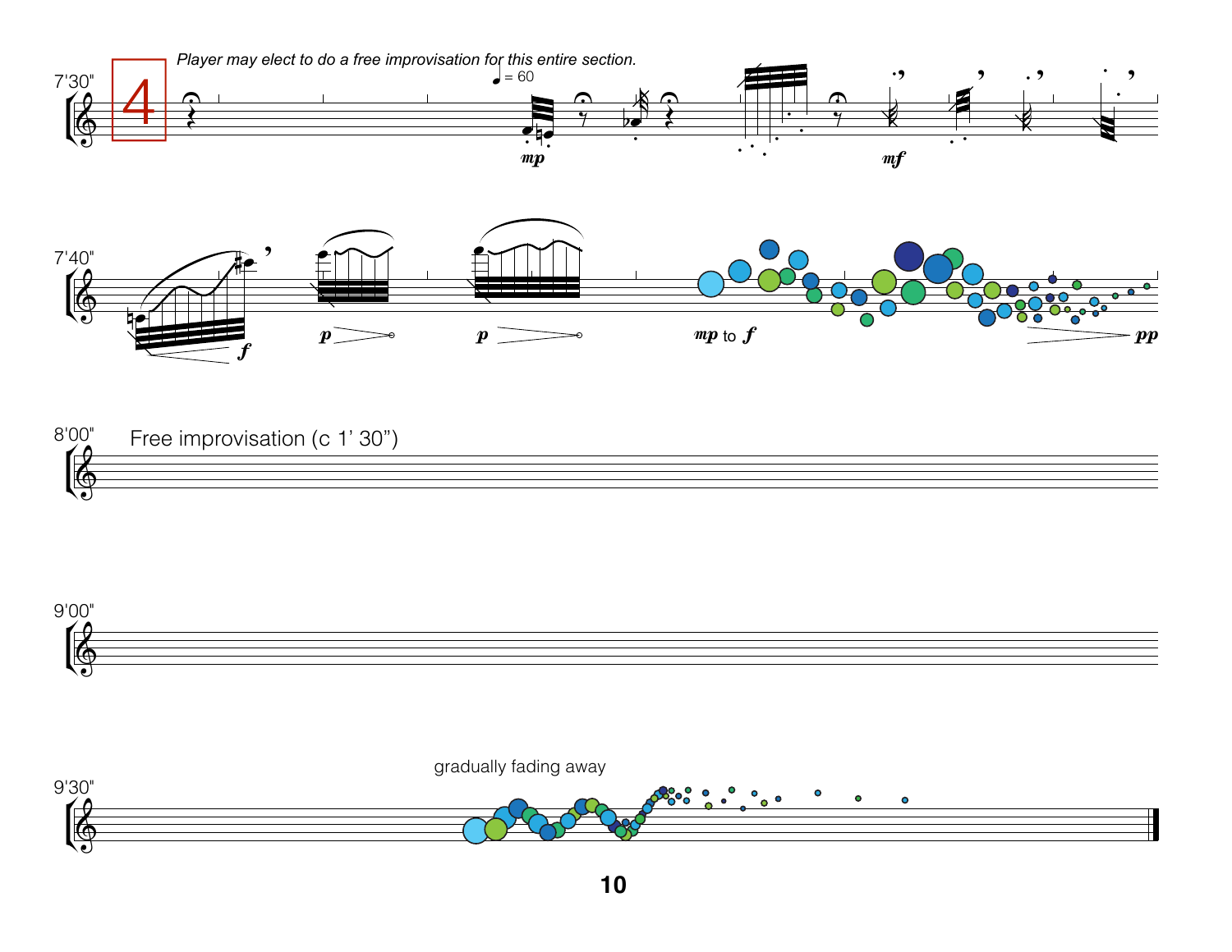7'30"

**4**

*Player may elect to do a free improvisation for this entire section.*

♩ = 60

*mp* *mf*

7'40"

*f* *p* *p* *mp* to *f* *pp*

8'00"

Free improvisation (c 1' 30")

9'00"

9'30"

gradually fading away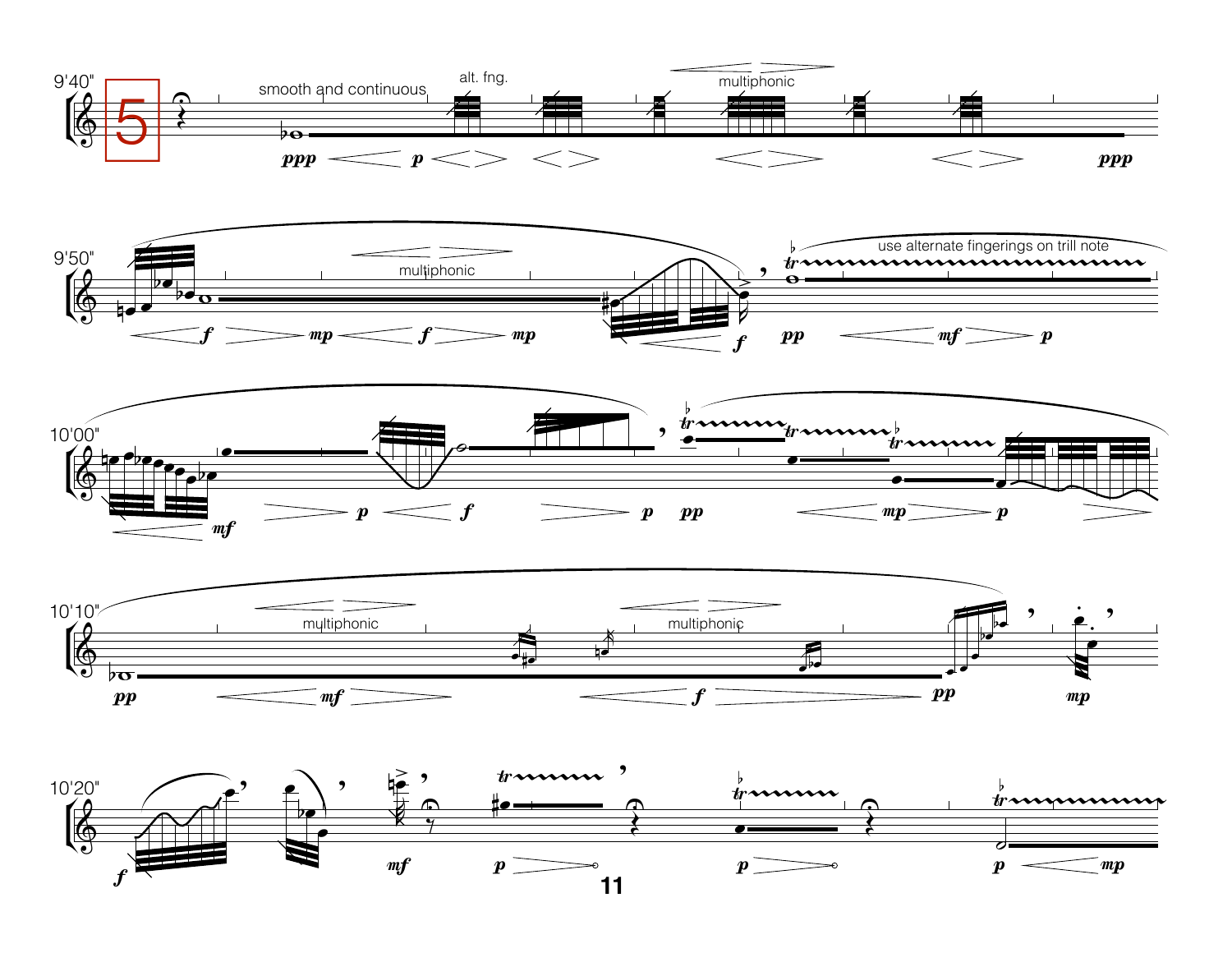9'40" **5**

smooth and continuous

alt. fng.

multiphonic

9'50"

multiphonic

use alternate fingerings on trill note

10'00"

10'10"

multiphonic

multiphonic

10'20"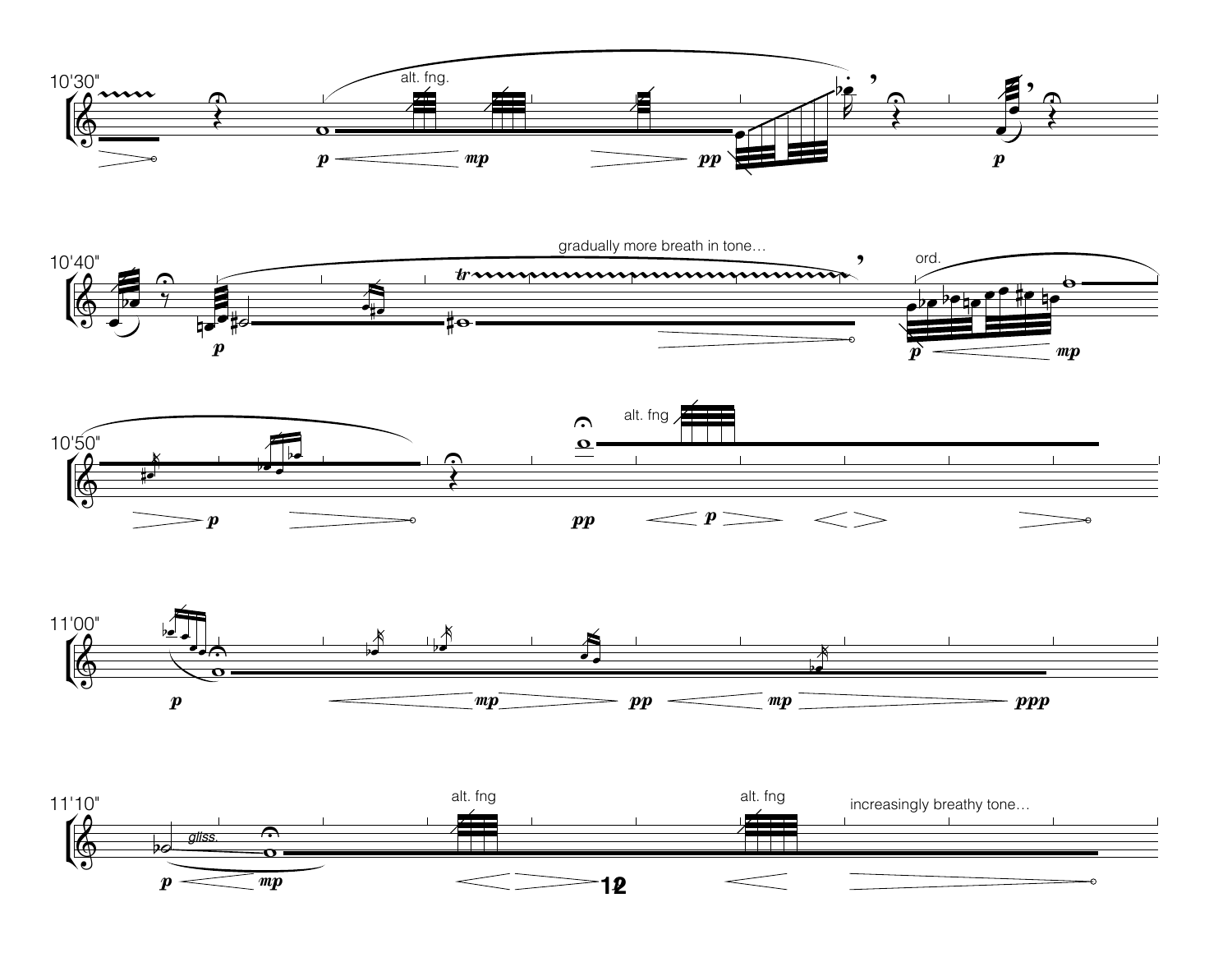10'30"

alt. fng.

10'40"

gradually more breath in tone…

ord.

10'50"

alt. fng

11'00"

11'10"

gliss.

alt. fng

alt. fng

increasingly breathy tone…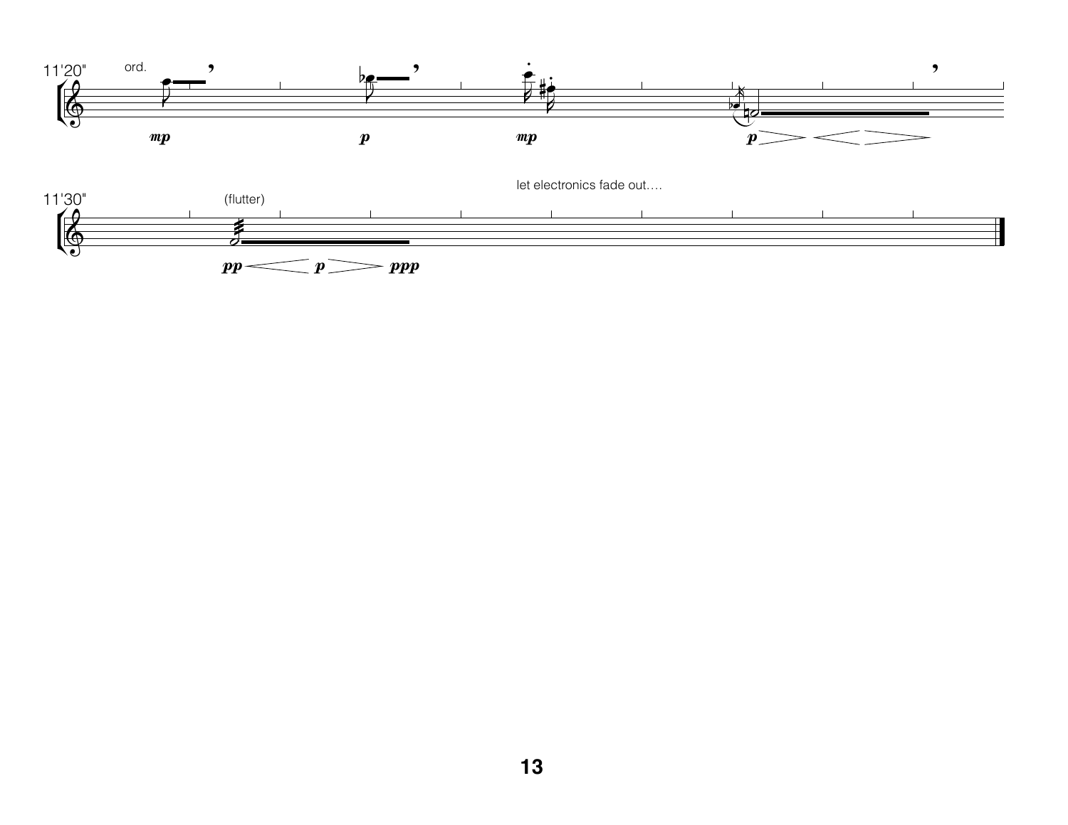11'20"

ord.

*mp* *p* *mp* *p*

11'30"

(flutter)

let electronics fade out….

*pp* *p* *ppp*